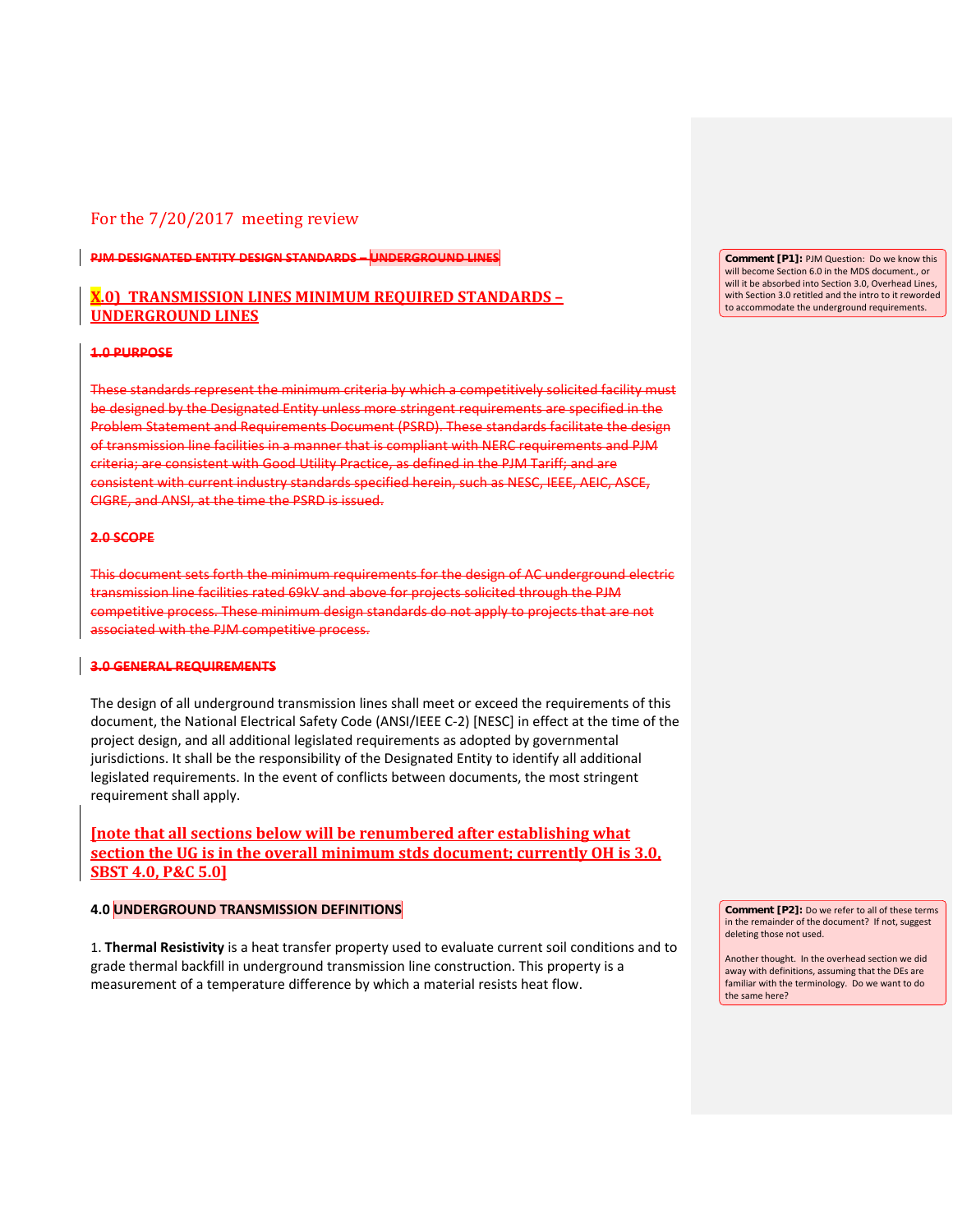For the 7/20/2017 meeting review

~~**PJM DESIGNATED ENTITY DESIGN STANDARDS – UNDERGROUND LINES**~~

## X.0) TRANSMISSION LINES MINIMUM REQUIRED STANDARDS – UNDERGROUND LINES

~~**1.0 PURPOSE**~~

~~These standards represent the minimum criteria by which a competitively solicited facility must be designed by the Designated Entity unless more stringent requirements are specified in the Problem Statement and Requirements Document (PSRD). These standards facilitate the design of transmission line facilities in a manner that is compliant with NERC requirements and PJM criteria; are consistent with Good Utility Practice, as defined in the PJM Tariff; and are consistent with current industry standards specified herein, such as NESC, IEEE, AEIC, ASCE, CIGRE, and ANSI, at the time the PSRD is issued.~~

~~**2.0 SCOPE**~~

~~This document sets forth the minimum requirements for the design of AC underground electric transmission line facilities rated 69kV and above for projects solicited through the PJM competitive process. These minimum design standards do not apply to projects that are not associated with the PJM competitive process.~~

~~**3.0 GENERAL REQUIREMENTS**~~

The design of all underground transmission lines shall meet or exceed the requirements of this document, the National Electrical Safety Code (ANSI/IEEE C-2) [NESC] in effect at the time of the project design, and all additional legislated requirements as adopted by governmental jurisdictions. It shall be the responsibility of the Designated Entity to identify all additional legislated requirements. In the event of conflicts between documents, the most stringent requirement shall apply.

**[note that all sections below will be renumbered after establishing what section the UG is in the overall minimum stds document; currently OH is 3.0, SBST 4.0, P&C 5.0]**

**4.0 UNDERGROUND TRANSMISSION DEFINITIONS**

1. **Thermal Resistivity** is a heat transfer property used to evaluate current soil conditions and to grade thermal backfill in underground transmission line construction. This property is a measurement of a temperature difference by which a material resists heat flow.

> **Comment [P1]:** PJM Question: Do we know this will become Section 6.0 in the MDS document., or will it be absorbed into Section 3.0, Overhead Lines, with Section 3.0 retitled and the intro to it reworded to accommodate the underground requirements.

> **Comment [P2]:** Do we refer to all of these terms in the remainder of the document? If not, suggest deleting those not used.
>
> Another thought. In the overhead section we did away with definitions, assuming that the DEs are familiar with the terminology. Do we want to do the same here?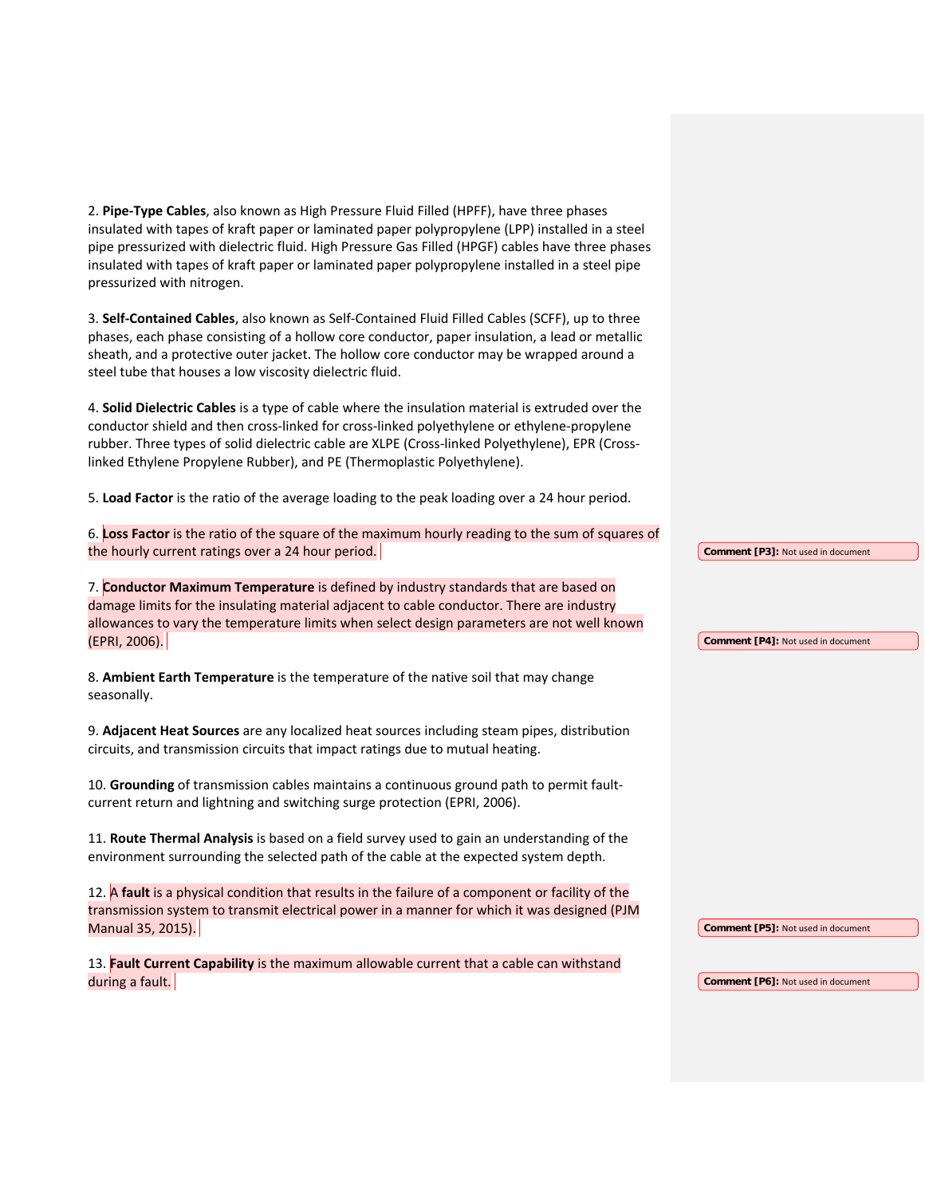2. **Pipe-Type Cables**, also known as High Pressure Fluid Filled (HPFF), have three phases insulated with tapes of kraft paper or laminated paper polypropylene (LPP) installed in a steel pipe pressurized with dielectric fluid. High Pressure Gas Filled (HPGF) cables have three phases insulated with tapes of kraft paper or laminated paper polypropylene installed in a steel pipe pressurized with nitrogen.

3. **Self-Contained Cables**, also known as Self-Contained Fluid Filled Cables (SCFF), up to three phases, each phase consisting of a hollow core conductor, paper insulation, a lead or metallic sheath, and a protective outer jacket. The hollow core conductor may be wrapped around a steel tube that houses a low viscosity dielectric fluid.

4. **Solid Dielectric Cables** is a type of cable where the insulation material is extruded over the conductor shield and then cross-linked for cross-linked polyethylene or ethylene-propylene rubber. Three types of solid dielectric cable are XLPE (Cross-linked Polyethylene), EPR (Cross-linked Ethylene Propylene Rubber), and PE (Thermoplastic Polyethylene).

5. **Load Factor** is the ratio of the average loading to the peak loading over a 24 hour period.

6. **Loss Factor** is the ratio of the square of the maximum hourly reading to the sum of squares of the hourly current ratings over a 24 hour period.

Comment [P3]: Not used in document

7. **Conductor Maximum Temperature** is defined by industry standards that are based on damage limits for the insulating material adjacent to cable conductor. There are industry allowances to vary the temperature limits when select design parameters are not well known (EPRI, 2006).

Comment [P4]: Not used in document

8. **Ambient Earth Temperature** is the temperature of the native soil that may change seasonally.

9. **Adjacent Heat Sources** are any localized heat sources including steam pipes, distribution circuits, and transmission circuits that impact ratings due to mutual heating.

10. **Grounding** of transmission cables maintains a continuous ground path to permit fault-current return and lightning and switching surge protection (EPRI, 2006).

11. **Route Thermal Analysis** is based on a field survey used to gain an understanding of the environment surrounding the selected path of the cable at the expected system depth.

12. A **fault** is a physical condition that results in the failure of a component or facility of the transmission system to transmit electrical power in a manner for which it was designed (PJM Manual 35, 2015).

Comment [P5]: Not used in document

13. **Fault Current Capability** is the maximum allowable current that a cable can withstand during a fault.

Comment [P6]: Not used in document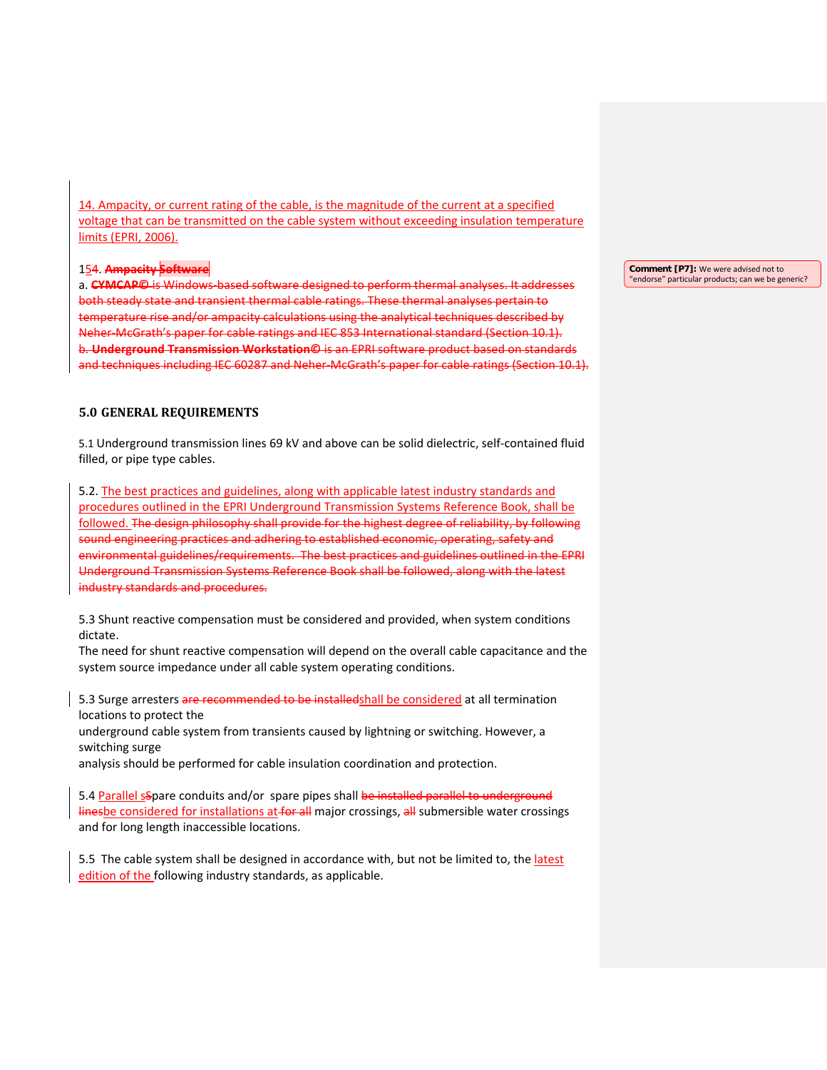14. Ampacity, or current rating of the cable, is the magnitude of the current at a specified voltage that can be transmitted on the cable system without exceeding insulation temperature limits (EPRI, 2006).

154. **Ampacity Software**

a. **CYMCAP©** is Windows-based software designed to perform thermal analyses. It addresses both steady state and transient thermal cable ratings. These thermal analyses pertain to temperature rise and/or ampacity calculations using the analytical techniques described by Neher-McGrath's paper for cable ratings and IEC 853 International standard (Section 10.1).

b. **Underground Transmission Workstation©** is an EPRI software product based on standards and techniques including IEC 60287 and Neher-McGrath's paper for cable ratings (Section 10.1).

**Comment [P7]:** We were advised not to "endorse" particular products; can we be generic?

## 5.0 GENERAL REQUIREMENTS

5.1 Underground transmission lines 69 kV and above can be solid dielectric, self-contained fluid filled, or pipe type cables.

5.2. The best practices and guidelines, along with applicable latest industry standards and procedures outlined in the EPRI Underground Transmission Systems Reference Book, shall be followed. The design philosophy shall provide for the highest degree of reliability, by following sound engineering practices and adhering to established economic, operating, safety and environmental guidelines/requirements. The best practices and guidelines outlined in the EPRI Underground Transmission Systems Reference Book shall be followed, along with the latest industry standards and procedures.

5.3 Shunt reactive compensation must be considered and provided, when system conditions dictate.
The need for shunt reactive compensation will depend on the overall cable capacitance and the system source impedance under all cable system operating conditions.

5.3 Surge arresters are recommended to be installedshall be considered at all termination locations to protect the
underground cable system from transients caused by lightning or switching. However, a switching surge
analysis should be performed for cable insulation coordination and protection.

5.4 Parallel sSpare conduits and/or spare pipes shall be installed parallel to underground linesbe considered for installations at for all major crossings, all submersible water crossings and for long length inaccessible locations.

5.5 The cable system shall be designed in accordance with, but not be limited to, the latest edition of the following industry standards, as applicable.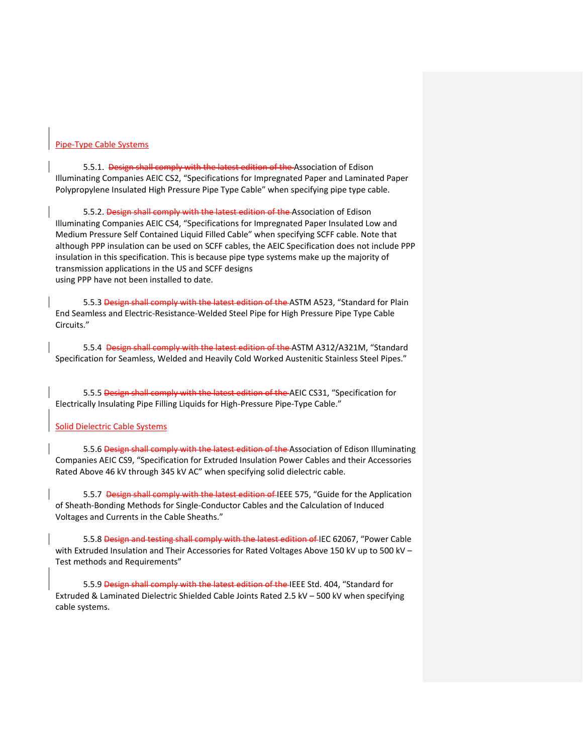Pipe-Type Cable Systems

5.5.1. ~~Design shall comply with the latest edition of the~~ Association of Edison Illuminating Companies AEIC CS2, "Specifications for Impregnated Paper and Laminated Paper Polypropylene Insulated High Pressure Pipe Type Cable" when specifying pipe type cable.

5.5.2. ~~Design shall comply with the latest edition of the~~ Association of Edison Illuminating Companies AEIC CS4, "Specifications for Impregnated Paper Insulated Low and Medium Pressure Self Contained Liquid Filled Cable" when specifying SCFF cable. Note that although PPP insulation can be used on SCFF cables, the AEIC Specification does not include PPP insulation in this specification. This is because pipe type systems make up the majority of transmission applications in the US and SCFF designs using PPP have not been installed to date.

5.5.3 ~~Design shall comply with the latest edition of the~~ ASTM A523, "Standard for Plain End Seamless and Electric-Resistance-Welded Steel Pipe for High Pressure Pipe Type Cable Circuits."

5.5.4 ~~Design shall comply with the latest edition of the~~ ASTM A312/A321M, "Standard Specification for Seamless, Welded and Heavily Cold Worked Austenitic Stainless Steel Pipes."

5.5.5 ~~Design shall comply with the latest edition of the~~ AEIC CS31, "Specification for Electrically Insulating Pipe Filling Liquids for High-Pressure Pipe-Type Cable."

Solid Dielectric Cable Systems

5.5.6 ~~Design shall comply with the latest edition of the~~ Association of Edison Illuminating Companies AEIC CS9, "Specification for Extruded Insulation Power Cables and their Accessories Rated Above 46 kV through 345 kV AC" when specifying solid dielectric cable.

5.5.7 ~~Design shall comply with the latest edition of~~ IEEE 575, "Guide for the Application of Sheath-Bonding Methods for Single-Conductor Cables and the Calculation of Induced Voltages and Currents in the Cable Sheaths."

5.5.8 ~~Design and testing shall comply with the latest edition of~~ IEC 62067, "Power Cable with Extruded Insulation and Their Accessories for Rated Voltages Above 150 kV up to 500 kV – Test methods and Requirements"

5.5.9 ~~Design shall comply with the latest edition of the~~ IEEE Std. 404, "Standard for Extruded & Laminated Dielectric Shielded Cable Joints Rated 2.5 kV – 500 kV when specifying cable systems.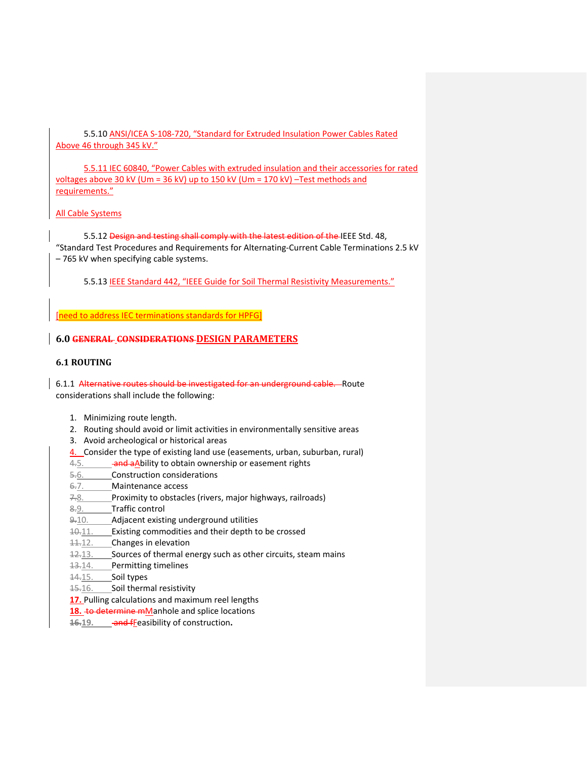5.5.10 ANSI/ICEA S-108-720, “Standard for Extruded Insulation Power Cables Rated Above 46 through 345 kV.”

5.5.11 IEC 60840, “Power Cables with extruded insulation and their accessories for rated voltages above 30 kV (Um = 36 kV) up to 150 kV (Um = 170 kV) –Test methods and requirements.”

All Cable Systems

5.5.12 ~~Design and testing shall comply with the latest edition of the~~ IEEE Std. 48, “Standard Test Procedures and Requirements for Alternating-Current Cable Terminations 2.5 kV – 765 kV when specifying cable systems.

5.5.13 IEEE Standard 442, “IEEE Guide for Soil Thermal Resistivity Measurements.”

[need to address IEC terminations standards for HPFG]

## 6.0 ~~GENERAL CONSIDERATIONS~~ DESIGN PARAMETERS

### 6.1 ROUTING

6.1.1 ~~Alternative routes should be investigated for an underground cable.~~ Route considerations shall include the following:

1. Minimizing route length.
2. Routing should avoid or limit activities in environmentally sensitive areas
3. Avoid archeological or historical areas
4. Consider the type of existing land use (easements, urban, suburban, rural)
5. ~~and a~~Ability to obtain ownership or easement rights
6. Construction considerations
7. Maintenance access
8. Proximity to obstacles (rivers, major highways, railroads)
9. Traffic control
10. Adjacent existing underground utilities
11. Existing commodities and their depth to be crossed
12. Changes in elevation
13. Sources of thermal energy such as other circuits, steam mains
14. Permitting timelines
15. Soil types
16. Soil thermal resistivity
17. Pulling calculations and maximum reel lengths
18. ~~to determine m~~Manhole and splice locations
19. ~~and f~~Feasibility of construction.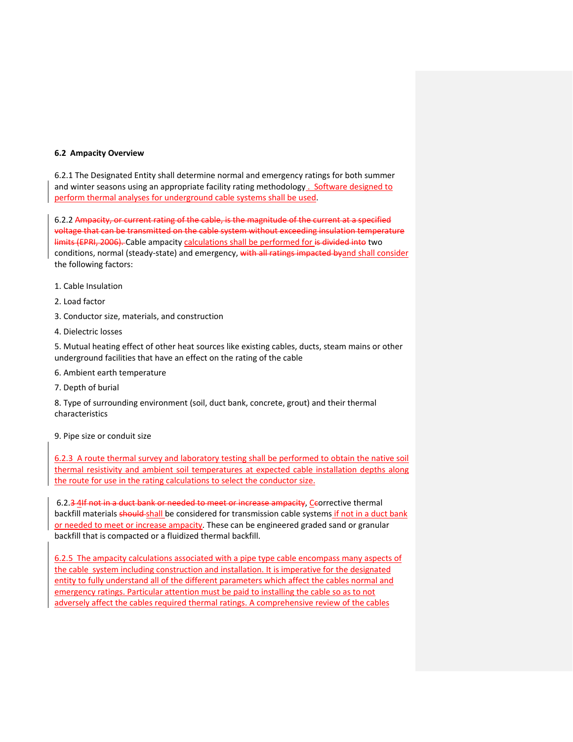**6.2 Ampacity Overview**

6.2.1 The Designated Entity shall determine normal and emergency ratings for both summer and winter seasons using an appropriate facility rating methodology. Software designed to perform thermal analyses for underground cable systems shall be used.

6.2.2 ~~Ampacity, or current rating of the cable, is the magnitude of the current at a specified voltage that can be transmitted on the cable system without exceeding insulation temperature limits (EPRI, 2006).~~ Cable ampacity calculations shall be performed for ~~is divided into~~ two conditions, normal (steady-state) and emergency, ~~with all ratings impacted by~~ and shall consider the following factors:

1. Cable Insulation
2. Load factor
3. Conductor size, materials, and construction
4. Dielectric losses
5. Mutual heating effect of other heat sources like existing cables, ducts, steam mains or other underground facilities that have an effect on the rating of the cable
6. Ambient earth temperature
7. Depth of burial
8. Type of surrounding environment (soil, duct bank, concrete, grout) and their thermal characteristics
9. Pipe size or conduit size

6.2.3 A route thermal survey and laboratory testing shall be performed to obtain the native soil thermal resistivity and ambient soil temperatures at expected cable installation depths along the route for use in the rating calculations to select the conductor size.

6.2.~~3~~4 ~~If not in a duct bank or needed to meet or increase ampacity,~~ C~~c~~orrective thermal backfill materials ~~should~~ shall be considered for transmission cable systems if not in a duct bank or needed to meet or increase ampacity. These can be engineered graded sand or granular backfill that is compacted or a fluidized thermal backfill.

6.2.5 The ampacity calculations associated with a pipe type cable encompass many aspects of the cable system including construction and installation. It is imperative for the designated entity to fully understand all of the different parameters which affect the cables normal and emergency ratings. Particular attention must be paid to installing the cable so as to not adversely affect the cables required thermal ratings. A comprehensive review of the cables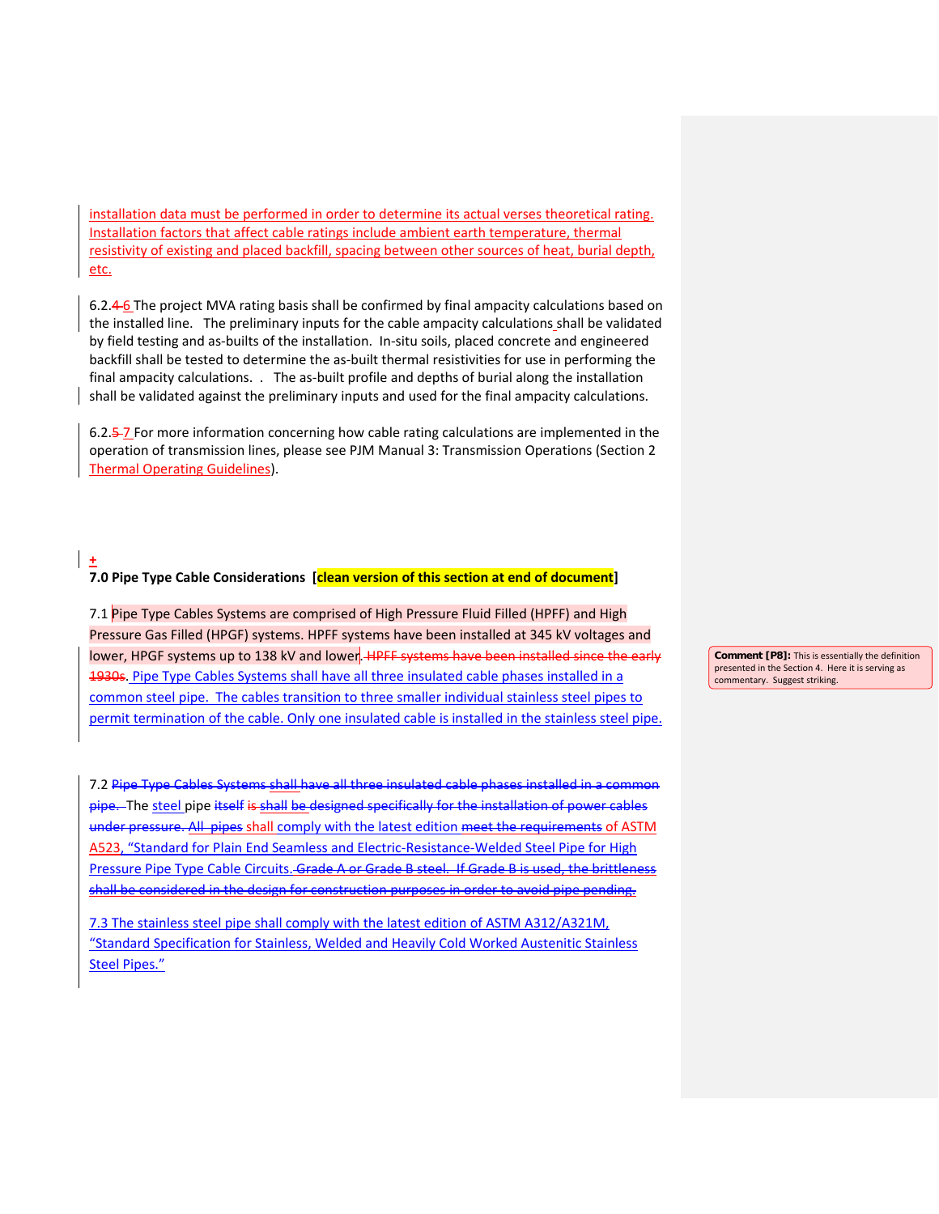installation data must be performed in order to determine its actual verses theoretical rating. Installation factors that affect cable ratings include ambient earth temperature, thermal resistivity of existing and placed backfill, spacing between other sources of heat, burial depth, etc.

6.2.~~4~~ 6 The project MVA rating basis shall be confirmed by final ampacity calculations based on the installed line. The preliminary inputs for the cable ampacity calculations shall be validated by field testing and as-builts of the installation. In-situ soils, placed concrete and engineered backfill shall be tested to determine the as-built thermal resistivities for use in performing the final ampacity calculations. . The as-built profile and depths of burial along the installation shall be validated against the preliminary inputs and used for the final ampacity calculations.

6.2.~~5~~ 7 For more information concerning how cable rating calculations are implemented in the operation of transmission lines, please see PJM Manual 3: Transmission Operations (Section 2 Thermal Operating Guidelines).

**7.0 Pipe Type Cable Considerations [clean version of this section at end of document]**

7.1 Pipe Type Cables Systems are comprised of High Pressure Fluid Filled (HPFF) and High Pressure Gas Filled (HPGF) systems. HPFF systems have been installed at 345 kV voltages and lower, HPGF systems up to 138 kV and lower. ~~HPFF systems have been installed since the early 1930s~~. Pipe Type Cables Systems shall have all three insulated cable phases installed in a common steel pipe. The cables transition to three smaller individual stainless steel pipes to permit termination of the cable. Only one insulated cable is installed in the stainless steel pipe.

> **Comment [P8]:** This is essentially the definition presented in the Section 4. Here it is serving as commentary. Suggest striking.

7.2 ~~Pipe Type Cables Systems shall have all three insulated cable phases installed in a common pipe.~~ The steel pipe ~~itself is~~ shall ~~be designed specifically for the installation of power cables under pressure. All pipes~~ shall comply with the latest edition ~~meet the requirements~~ of ASTM A523, "Standard for Plain End Seamless and Electric-Resistance-Welded Steel Pipe for High Pressure Pipe Type Cable Circuits. ~~Grade A or Grade B steel. If Grade B is used, the brittleness shall be considered in the design for construction purposes in order to avoid pipe pending.~~

7.3 The stainless steel pipe shall comply with the latest edition of ASTM A312/A321M, "Standard Specification for Stainless, Welded and Heavily Cold Worked Austenitic Stainless Steel Pipes."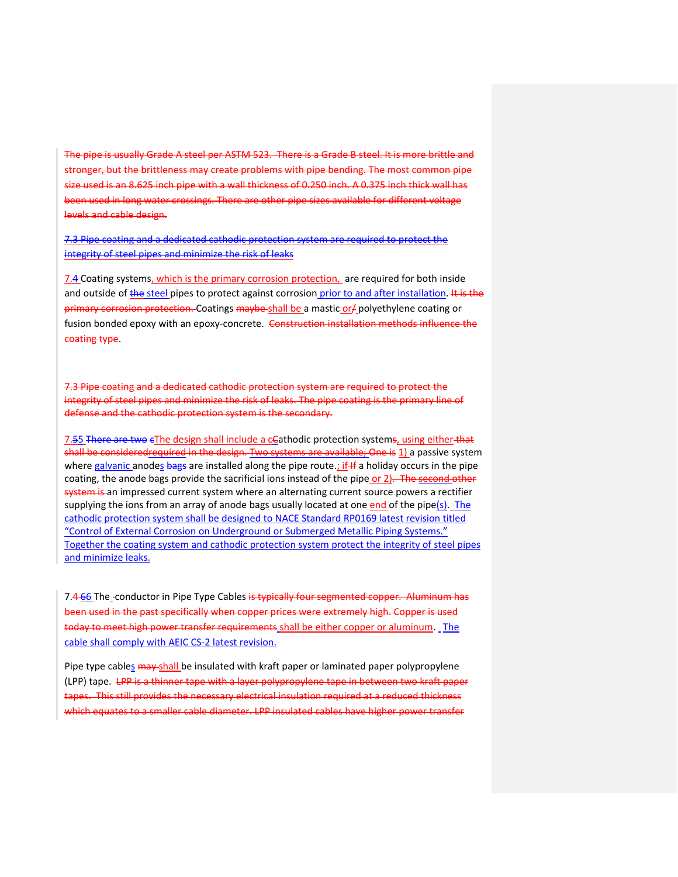~~The pipe is usually Grade A steel per ASTM 523. There is a Grade B steel. It is more brittle and stronger, but the brittleness may create problems with pipe bending. The most common pipe size used is an 8.625 inch pipe with a wall thickness of 0.250 inch. A 0.375 inch thick wall has been used in long water crossings. There are other pipe sizes available for different voltage levels and cable design.~~

~~7.3 Pipe coating and a dedicated cathodic protection system are required to protect the integrity of steel pipes and minimize the risk of leaks~~

7.~~4~~ Coating systems, which is the primary corrosion protection, are required for both inside and outside of ~~the~~ steel pipes to protect against corrosion prior to and after installation. ~~It is the primary corrosion protection.~~ Coatings ~~maybe~~ shall be a mastic or~~/~~ polyethylene coating or fusion bonded epoxy with an epoxy-concrete. ~~Construction installation methods influence the coating type~~.

~~7.3 Pipe coating and a dedicated cathodic protection system are required to protect the integrity of steel pipes and minimize the risk of leaks. The pipe coating is the primary line of defense and the cathodic protection system is the secondary.~~

7.~~5~~5 ~~There are two c~~The design shall include a c~~C~~athodic protection system~~s~~, using either ~~that shall be considered~~required in the design. ~~Two systems are available; One is~~ 1) a passive system where galvanic anodes ~~bags~~ are installed along the pipe route~~.~~; if ~~If~~ a holiday occurs in the pipe coating, the anode bags provide the sacrificial ions instead of the pipe or 2)~~.~~ ~~The second other system is~~ an impressed current system where an alternating current source powers a rectifier supplying the ions from an array of anode bags usually located at one end of the pipe(s). The cathodic protection system shall be designed to NACE Standard RP0169 latest revision titled "Control of External Corrosion on Underground or Submerged Metallic Piping Systems." Together the coating system and cathodic protection system protect the integrity of steel pipes and minimize leaks.

7.~~4~~ ~~6~~6 The conductor in Pipe Type Cables ~~is typically four segmented copper. Aluminum has been used in the past specifically when copper prices were extremely high. Copper is used today to meet high power transfer requirements~~ shall be either copper or aluminum. The cable shall comply with AEIC CS-2 latest revision.

Pipe type cables ~~may~~ shall be insulated with kraft paper or laminated paper polypropylene (LPP) tape. ~~LPP is a thinner tape with a layer polypropylene tape in between two kraft paper tapes. This still provides the necessary electrical insulation required at a reduced thickness which equates to a smaller cable diameter. LPP insulated cables have higher power transfer~~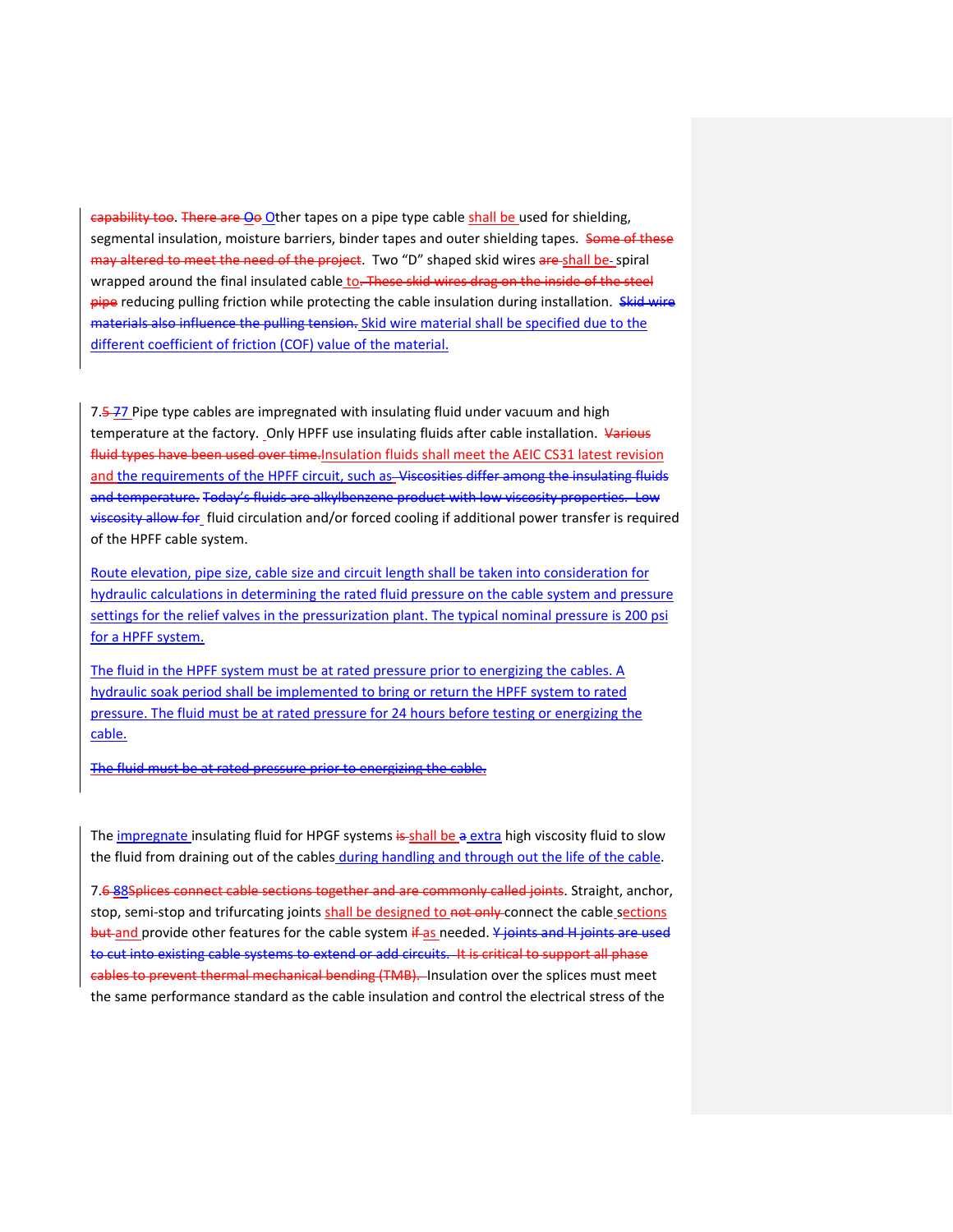~~capability too~~. ~~There are Oo~~ Other tapes on a pipe type cable shall be used for shielding, segmental insulation, moisture barriers, binder tapes and outer shielding tapes. ~~Some of these may altered to meet the need of the project~~. Two "D" shaped skid wires ~~are~~ shall be spiral wrapped around the final insulated cable to~~. These skid wires drag on the inside of the steel pipe~~ reducing pulling friction while protecting the cable insulation during installation. ~~Skid wire materials also influence the pulling tension.~~ Skid wire material shall be specified due to the different coefficient of friction (COF) value of the material.

7.~~5~~ 77 Pipe type cables are impregnated with insulating fluid under vacuum and high temperature at the factory. Only HPFF use insulating fluids after cable installation. ~~Various fluid types have been used over time.~~Insulation fluids shall meet the AEIC CS31 latest revision and the requirements of the HPFF circuit, such as ~~Viscosities differ among the insulating fluids and temperature. Today's fluids are alkylbenzene product with low viscosity properties. Low viscosity allow for~~ fluid circulation and/or forced cooling if additional power transfer is required of the HPFF cable system.

Route elevation, pipe size, cable size and circuit length shall be taken into consideration for hydraulic calculations in determining the rated fluid pressure on the cable system and pressure settings for the relief valves in the pressurization plant. The typical nominal pressure is 200 psi for a HPFF system.

The fluid in the HPFF system must be at rated pressure prior to energizing the cables. A hydraulic soak period shall be implemented to bring or return the HPFF system to rated pressure. The fluid must be at rated pressure for 24 hours before testing or energizing the cable.

~~The fluid must be at rated pressure prior to energizing the cable.~~

The impregnate insulating fluid for HPGF systems ~~is~~ shall be ~~a~~ extra high viscosity fluid to slow the fluid from draining out of the cables during handling and through out the life of the cable.

7.~~6~~ 88~~Splices connect cable sections together and are commonly called joints~~. Straight, anchor, stop, semi-stop and trifurcating joints shall be designed to ~~not only~~ connect the cable sections ~~but~~ and provide other features for the cable system ~~if~~ as needed. ~~Y joints and H joints are used to cut into existing cable systems to extend or add circuits. It is critical to support all phase cables to prevent thermal mechanical bending (TMB).~~ Insulation over the splices must meet the same performance standard as the cable insulation and control the electrical stress of the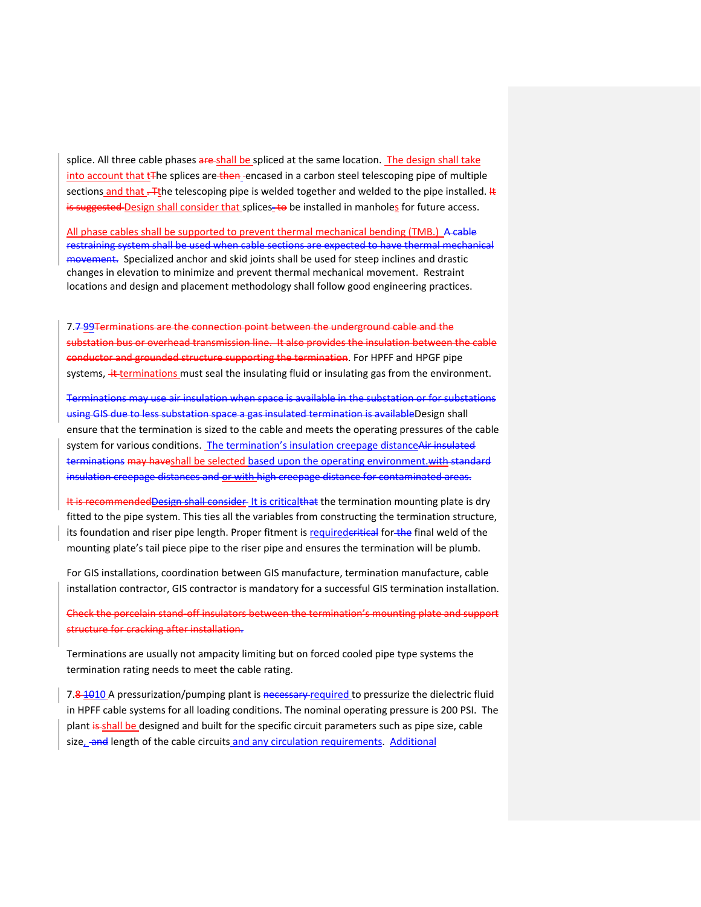splice. All three cable phases ~~are~~ shall be spliced at the same location. The design shall take into account that t~~T~~he splices are ~~then~~ encased in a carbon steel telescoping pipe of multiple sections and that ~~. T~~the telescoping pipe is welded together and welded to the pipe installed. ~~It is suggested~~ Design shall consider that splices ~~to~~ be installed in manholes for future access.

All phase cables shall be supported to prevent thermal mechanical bending (TMB.) ~~A cable restraining system shall be used when cable sections are expected to have thermal mechanical movement.~~ Specialized anchor and skid joints shall be used for steep inclines and drastic changes in elevation to minimize and prevent thermal mechanical movement. Restraint locations and design and placement methodology shall follow good engineering practices.

7.~~7~~ 99~~Terminations are the connection point between the underground cable and the substation bus or overhead transmission line. It also provides the insulation between the cable conductor and grounded structure supporting the termination~~. For HPFF and HPGF pipe systems, ~~it~~ terminations must seal the insulating fluid or insulating gas from the environment.

~~Terminations may use air insulation when space is available in the substation or for substations using GIS due to less substation space a gas insulated termination is available~~Design shall ensure that the termination is sized to the cable and meets the operating pressures of the cable system for various conditions. The termination's insulation creepage distance~~Air insulated terminations~~ ~~may have~~shall be selected based upon the operating environment.~~with standard insulation creepage distances and~~ ~~or with~~ ~~high creepage distance for contaminated areas.~~

~~It is recommended~~~~Design shall consider~~ It is critical~~that~~ the termination mounting plate is dry fitted to the pipe system. This ties all the variables from constructing the termination structure, its foundation and riser pipe length. Proper fitment is required~~critical~~ for ~~the~~ final weld of the mounting plate's tail piece pipe to the riser pipe and ensures the termination will be plumb.

For GIS installations, coordination between GIS manufacture, termination manufacture, cable installation contractor, GIS contractor is mandatory for a successful GIS termination installation.

~~Check the porcelain stand-off insulators between the termination's mounting plate and support structure for cracking after installation.~~

Terminations are usually not ampacity limiting but on forced cooled pipe type systems the termination rating needs to meet the cable rating.

7.~~8~~ ~~10~~10 A pressurization/pumping plant is ~~necessary~~ required to pressurize the dielectric fluid in HPFF cable systems for all loading conditions. The nominal operating pressure is 200 PSI. The plant ~~is~~ shall be designed and built for the specific circuit parameters such as pipe size, cable size, ~~and~~ length of the cable circuits and any circulation requirements. Additional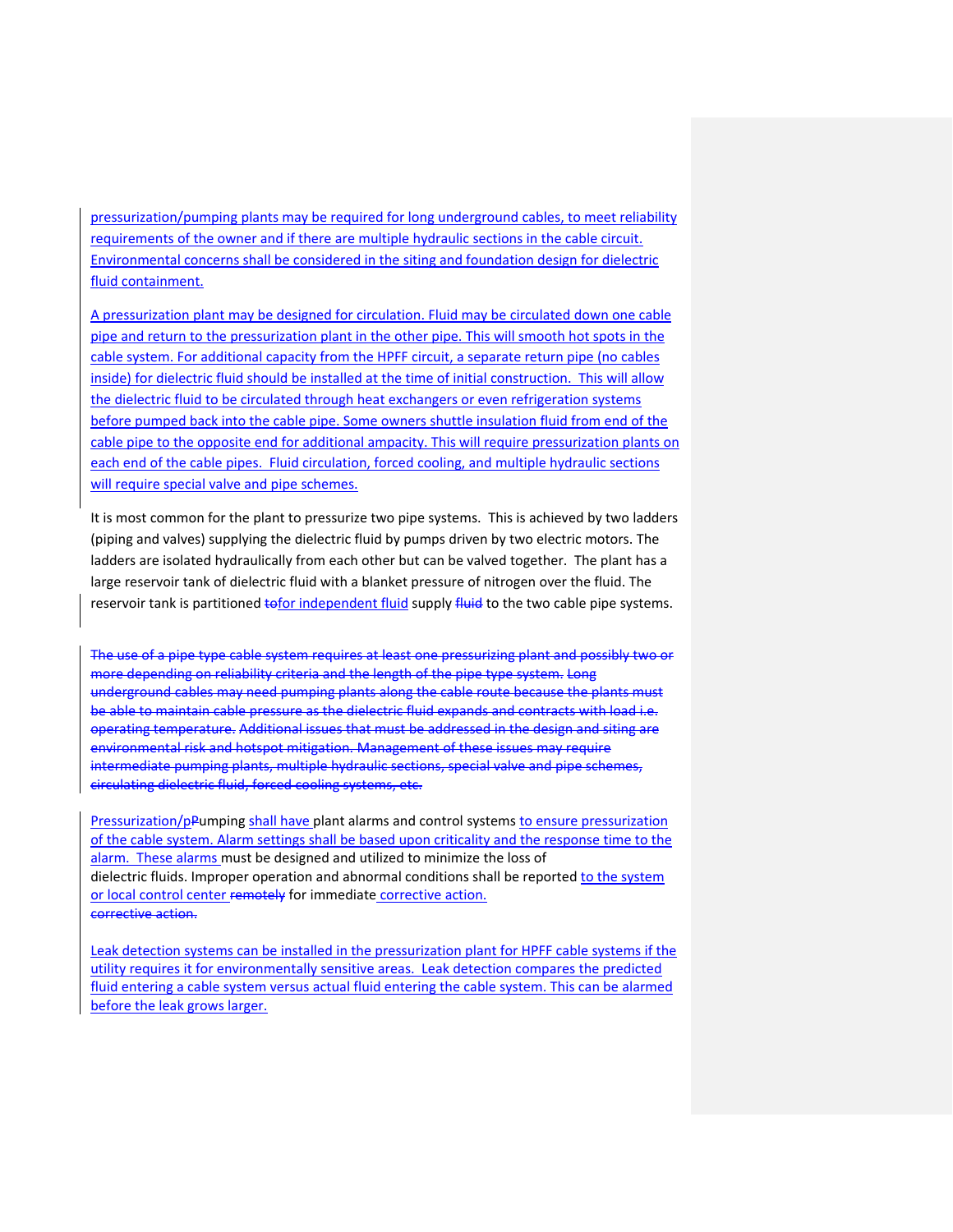pressurization/pumping plants may be required for long underground cables, to meet reliability requirements of the owner and if there are multiple hydraulic sections in the cable circuit. Environmental concerns shall be considered in the siting and foundation design for dielectric fluid containment.

A pressurization plant may be designed for circulation. Fluid may be circulated down one cable pipe and return to the pressurization plant in the other pipe. This will smooth hot spots in the cable system. For additional capacity from the HPFF circuit, a separate return pipe (no cables inside) for dielectric fluid should be installed at the time of initial construction. This will allow the dielectric fluid to be circulated through heat exchangers or even refrigeration systems before pumped back into the cable pipe. Some owners shuttle insulation fluid from end of the cable pipe to the opposite end for additional ampacity. This will require pressurization plants on each end of the cable pipes. Fluid circulation, forced cooling, and multiple hydraulic sections will require special valve and pipe schemes.

It is most common for the plant to pressurize two pipe systems. This is achieved by two ladders (piping and valves) supplying the dielectric fluid by pumps driven by two electric motors. The ladders are isolated hydraulically from each other but can be valved together. The plant has a large reservoir tank of dielectric fluid with a blanket pressure of nitrogen over the fluid. The reservoir tank is partitioned ~~to~~for independent fluid supply ~~fluid~~ to the two cable pipe systems.

~~The use of a pipe type cable system requires at least one pressurizing plant and possibly two or more depending on reliability criteria and the length of the pipe type system. Long underground cables may need pumping plants along the cable route because the plants must be able to maintain cable pressure as the dielectric fluid expands and contracts with load i.e. operating temperature. Additional issues that must be addressed in the design and siting are environmental risk and hotspot mitigation. Management of these issues may require intermediate pumping plants, multiple hydraulic sections, special valve and pipe schemes, circulating dielectric fluid, forced cooling systems, etc.~~

Pressurization/p~~P~~umping shall have plant alarms and control systems to ensure pressurization of the cable system. Alarm settings shall be based upon criticality and the response time to the alarm. These alarms must be designed and utilized to minimize the loss of dielectric fluids. Improper operation and abnormal conditions shall be reported to the system or local control center ~~remotely~~ for immediate corrective action.
~~corrective action.~~

Leak detection systems can be installed in the pressurization plant for HPFF cable systems if the utility requires it for environmentally sensitive areas. Leak detection compares the predicted fluid entering a cable system versus actual fluid entering the cable system. This can be alarmed before the leak grows larger.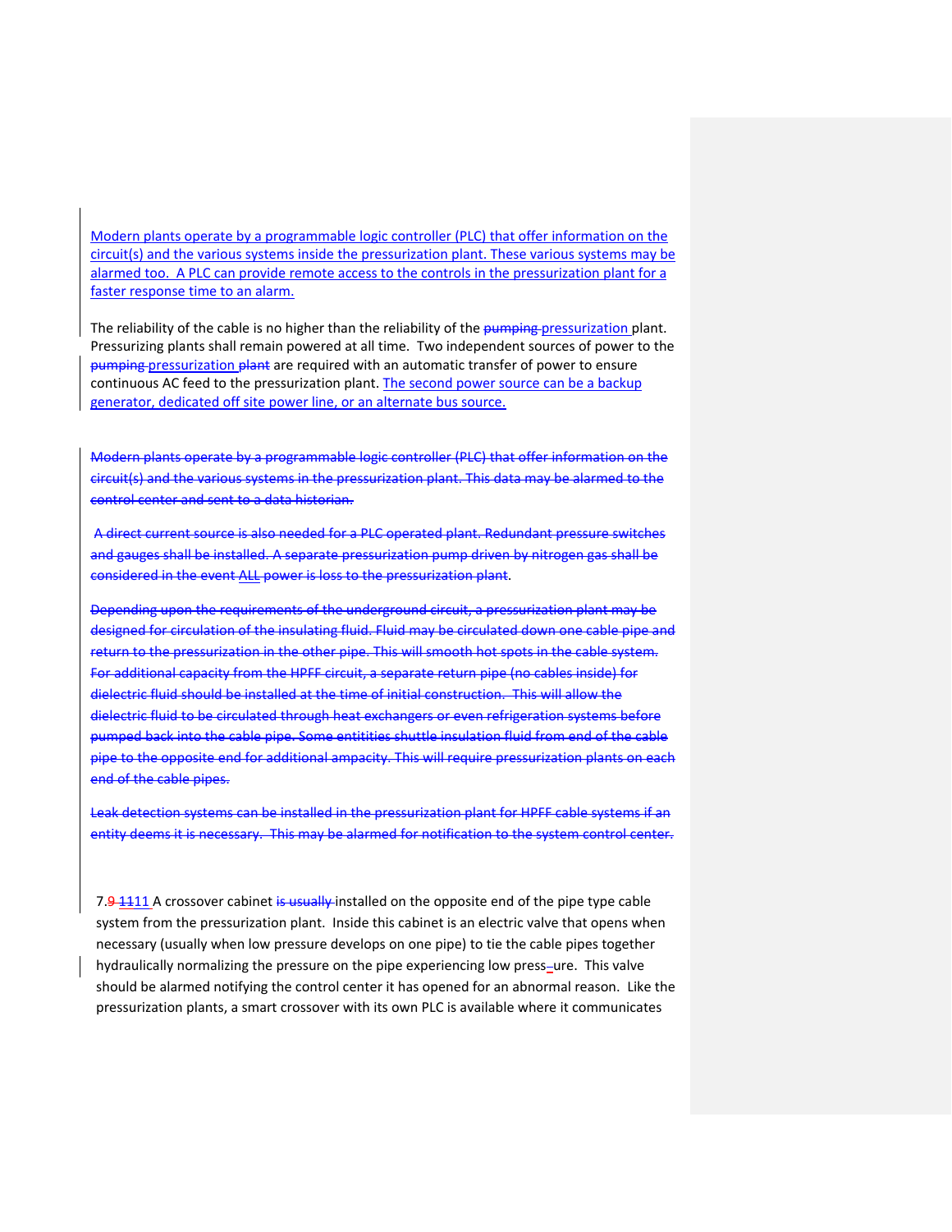Modern plants operate by a programmable logic controller (PLC) that offer information on the circuit(s) and the various systems inside the pressurization plant. These various systems may be alarmed too. A PLC can provide remote access to the controls in the pressurization plant for a faster response time to an alarm.

The reliability of the cable is no higher than the reliability of the ~~pumping~~ pressurization plant. Pressurizing plants shall remain powered at all time. Two independent sources of power to the ~~pumping~~ pressurization ~~plant~~ are required with an automatic transfer of power to ensure continuous AC feed to the pressurization plant. The second power source can be a backup generator, dedicated off site power line, or an alternate bus source.

~~Modern plants operate by a programmable logic controller (PLC) that offer information on the circuit(s) and the various systems in the pressurization plant. This data may be alarmed to the control center and sent to a data historian.~~

~~A direct current source is also needed for a PLC operated plant. Redundant pressure switches and gauges shall be installed. A separate pressurization pump driven by nitrogen gas shall be considered in the event ALL power is loss to the pressurization plant.~~

~~Depending upon the requirements of the underground circuit, a pressurization plant may be designed for circulation of the insulating fluid. Fluid may be circulated down one cable pipe and return to the pressurization in the other pipe. This will smooth hot spots in the cable system. For additional capacity from the HPFF circuit, a separate return pipe (no cables inside) for dielectric fluid should be installed at the time of initial construction. This will allow the dielectric fluid to be circulated through heat exchangers or even refrigeration systems before pumped back into the cable pipe. Some entitities shuttle insulation fluid from end of the cable pipe to the opposite end for additional ampacity. This will require pressurization plants on each end of the cable pipes.~~

~~Leak detection systems can be installed in the pressurization plant for HPFF cable systems if an entity deems it is necessary. This may be alarmed for notification to the system control center.~~

7.9 ~~11~~11 A crossover cabinet ~~is usually~~ installed on the opposite end of the pipe type cable system from the pressurization plant. Inside this cabinet is an electric valve that opens when necessary (usually when low pressure develops on one pipe) to tie the cable pipes together hydraulically normalizing the pressure on the pipe experiencing low press~~-~~ure. This valve should be alarmed notifying the control center it has opened for an abnormal reason. Like the pressurization plants, a smart crossover with its own PLC is available where it communicates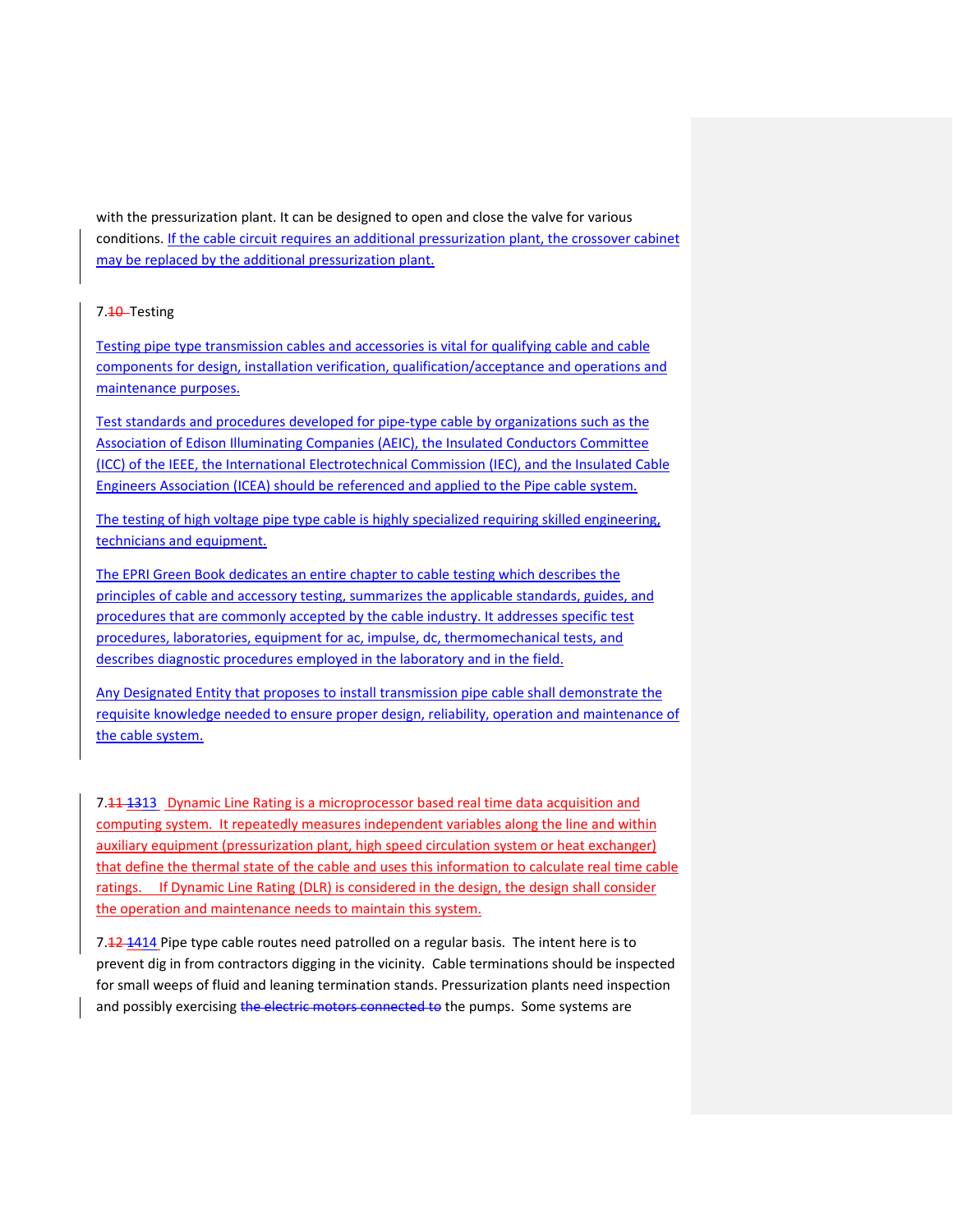with the pressurization plant. It can be designed to open and close the valve for various conditions. If the cable circuit requires an additional pressurization plant, the crossover cabinet may be replaced by the additional pressurization plant.

7.10 Testing

Testing pipe type transmission cables and accessories is vital for qualifying cable and cable components for design, installation verification, qualification/acceptance and operations and maintenance purposes.

Test standards and procedures developed for pipe-type cable by organizations such as the Association of Edison Illuminating Companies (AEIC), the Insulated Conductors Committee (ICC) of the IEEE, the International Electrotechnical Commission (IEC), and the Insulated Cable Engineers Association (ICEA) should be referenced and applied to the Pipe cable system.

The testing of high voltage pipe type cable is highly specialized requiring skilled engineering, technicians and equipment.

The EPRI Green Book dedicates an entire chapter to cable testing which describes the principles of cable and accessory testing, summarizes the applicable standards, guides, and procedures that are commonly accepted by the cable industry. It addresses specific test procedures, laboratories, equipment for ac, impulse, dc, thermomechanical tests, and describes diagnostic procedures employed in the laboratory and in the field.

Any Designated Entity that proposes to install transmission pipe cable shall demonstrate the requisite knowledge needed to ensure proper design, reliability, operation and maintenance of the cable system.

7.11 1313 Dynamic Line Rating is a microprocessor based real time data acquisition and computing system. It repeatedly measures independent variables along the line and within auxiliary equipment (pressurization plant, high speed circulation system or heat exchanger) that define the thermal state of the cable and uses this information to calculate real time cable ratings. If Dynamic Line Rating (DLR) is considered in the design, the design shall consider the operation and maintenance needs to maintain this system.

7.12 1414 Pipe type cable routes need patrolled on a regular basis. The intent here is to prevent dig in from contractors digging in the vicinity. Cable terminations should be inspected for small weeps of fluid and leaning termination stands. Pressurization plants need inspection and possibly exercising ~~the electric motors connected to~~ the pumps. Some systems are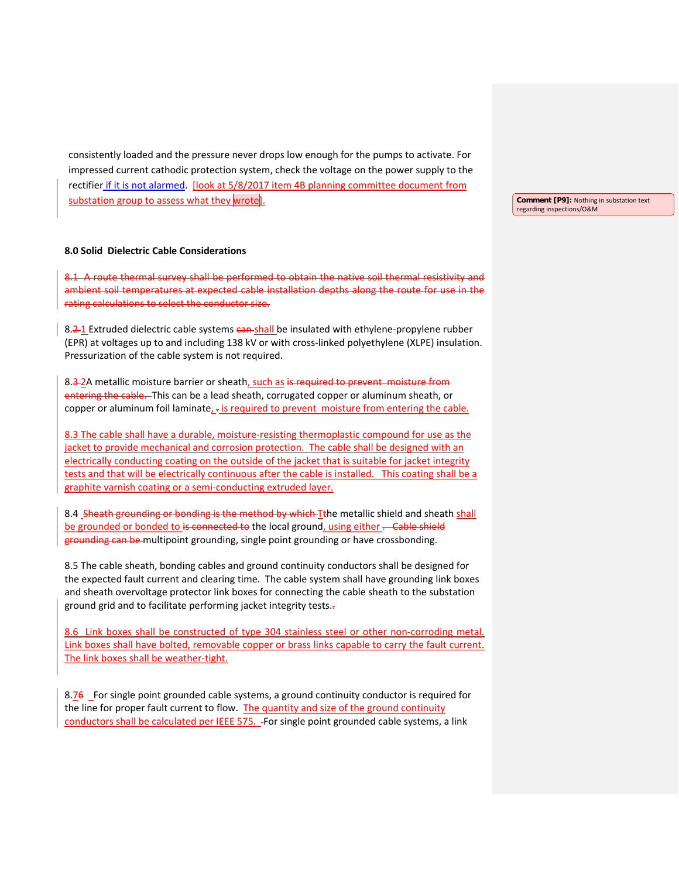consistently loaded and the pressure never drops low enough for the pumps to activate. For impressed current cathodic protection system, check the voltage on the power supply to the rectifier if it is not alarmed. [look at 5/8/2017 item 4B planning committee document from substation group to assess what they wrote].

Comment [P9]: Nothing in substation text regarding inspections/O&M

**8.0 Solid Dielectric Cable Considerations**

~~8.1 A route thermal survey shall be performed to obtain the native soil thermal resistivity and ambient soil temperatures at expected cable installation depths along the route for use in the rating calculations to select the conductor size.~~

8.~~2~~1 Extruded dielectric cable systems ~~can~~ shall be insulated with ethylene-propylene rubber (EPR) at voltages up to and including 138 kV or with cross-linked polyethylene (XLPE) insulation. Pressurization of the cable system is not required.

8.~~3~~2 A metallic moisture barrier or sheath, such as ~~is required to prevent moisture from entering the cable.~~ This can be a lead sheath, corrugated copper or aluminum sheath, or copper or aluminum foil laminate, ~~.~~ is required to prevent moisture from entering the cable.

8.3 The cable shall have a durable, moisture-resisting thermoplastic compound for use as the jacket to provide mechanical and corrosion protection. The cable shall be designed with an electrically conducting coating on the outside of the jacket that is suitable for jacket integrity tests and that will be electrically continuous after the cable is installed. This coating shall be a graphite varnish coating or a semi-conducting extruded layer.

8.4 ~~Sheath grounding or bonding is the method by which T~~the metallic shield and sheath shall be grounded or bonded to ~~is connected to~~ the local ground, using either ~~. Cable shield grounding can be~~ multipoint grounding, single point grounding or have crossbonding.

8.5 The cable sheath, bonding cables and ground continuity conductors shall be designed for the expected fault current and clearing time. The cable system shall have grounding link boxes and sheath overvoltage protector link boxes for connecting the cable sheath to the substation ground grid and to facilitate performing jacket integrity tests.~~.~~

8.6 Link boxes shall be constructed of type 304 stainless steel or other non-corroding metal. Link boxes shall have bolted, removable copper or brass links capable to carry the fault current. The link boxes shall be weather-tight.

8.7~~6~~ For single point grounded cable systems, a ground continuity conductor is required for the line for proper fault current to flow. The quantity and size of the ground continuity conductors shall be calculated per IEEE 575. For single point grounded cable systems, a link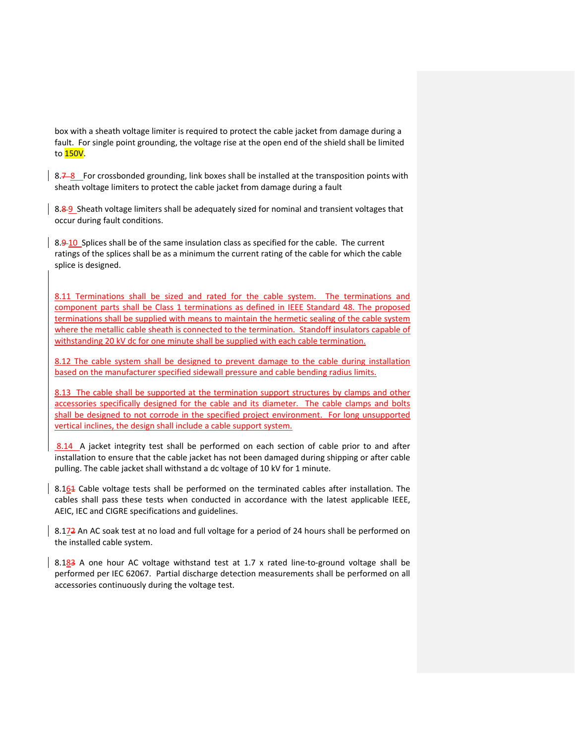box with a sheath voltage limiter is required to protect the cable jacket from damage during a fault. For single point grounding, the voltage rise at the open end of the shield shall be limited to 150V.

8.~~7~~ 8 For crossbonded grounding, link boxes shall be installed at the transposition points with sheath voltage limiters to protect the cable jacket from damage during a fault

8.~~8~~ 9 Sheath voltage limiters shall be adequately sized for nominal and transient voltages that occur during fault conditions.

8.~~9~~ 10 Splices shall be of the same insulation class as specified for the cable. The current ratings of the splices shall be as a minimum the current rating of the cable for which the cable splice is designed.

8.11 Terminations shall be sized and rated for the cable system. The terminations and component parts shall be Class 1 terminations as defined in IEEE Standard 48. The proposed terminations shall be supplied with means to maintain the hermetic sealing of the cable system where the metallic cable sheath is connected to the termination. Standoff insulators capable of withstanding 20 kV dc for one minute shall be supplied with each cable termination.

8.12 The cable system shall be designed to prevent damage to the cable during installation based on the manufacturer specified sidewall pressure and cable bending radius limits.

8.13 The cable shall be supported at the termination support structures by clamps and other accessories specifically designed for the cable and its diameter. The cable clamps and bolts shall be designed to not corrode in the specified project environment. For long unsupported vertical inclines, the design shall include a cable support system.

8.14 A jacket integrity test shall be performed on each section of cable prior to and after installation to ensure that the cable jacket has not been damaged during shipping or after cable pulling. The cable jacket shall withstand a dc voltage of 10 kV for 1 minute.

8.16~~1~~ Cable voltage tests shall be performed on the terminated cables after installation. The cables shall pass these tests when conducted in accordance with the latest applicable IEEE, AEIC, IEC and CIGRE specifications and guidelines.

8.17~~2~~ An AC soak test at no load and full voltage for a period of 24 hours shall be performed on the installed cable system.

8.18~~3~~ A one hour AC voltage withstand test at 1.7 x rated line-to-ground voltage shall be performed per IEC 62067. Partial discharge detection measurements shall be performed on all accessories continuously during the voltage test.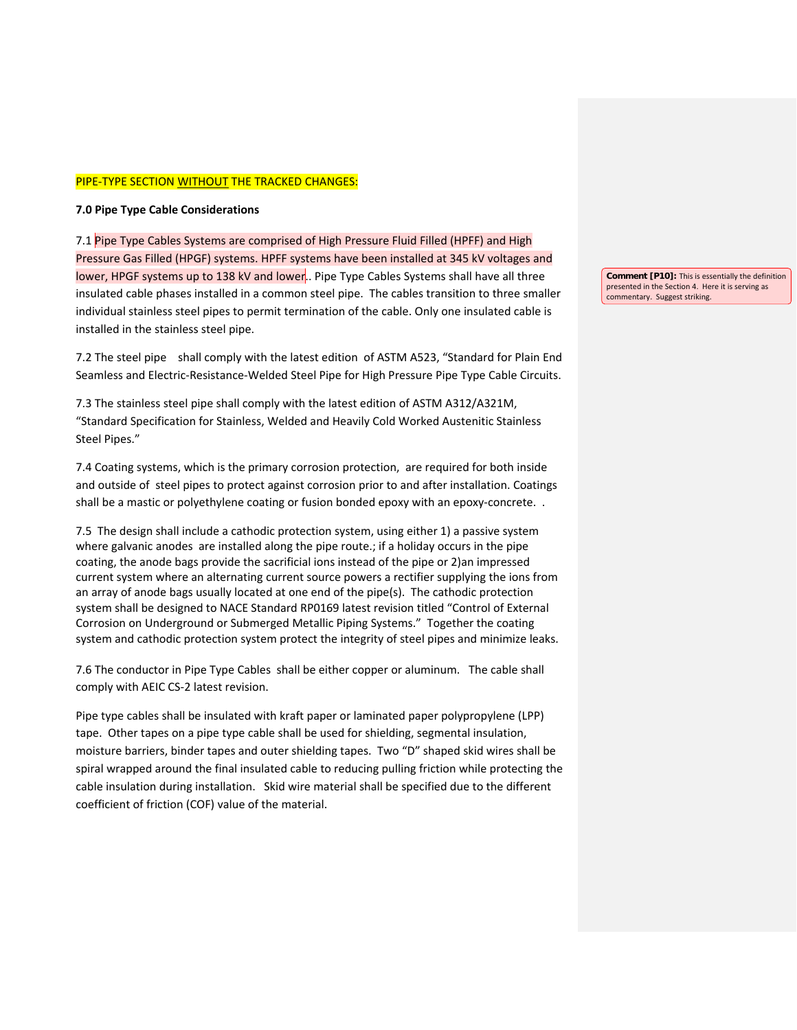PIPE-TYPE SECTION WITHOUT THE TRACKED CHANGES:

**7.0 Pipe Type Cable Considerations**

7.1 Pipe Type Cables Systems are comprised of High Pressure Fluid Filled (HPFF) and High Pressure Gas Filled (HPGF) systems. HPFF systems have been installed at 345 kV voltages and lower, HPGF systems up to 138 kV and lower.. Pipe Type Cables Systems shall have all three insulated cable phases installed in a common steel pipe. The cables transition to three smaller individual stainless steel pipes to permit termination of the cable. Only one insulated cable is installed in the stainless steel pipe.

**Comment [P10]:** This is essentially the definition presented in the Section 4. Here it is serving as commentary. Suggest striking.

7.2 The steel pipe shall comply with the latest edition of ASTM A523, "Standard for Plain End Seamless and Electric-Resistance-Welded Steel Pipe for High Pressure Pipe Type Cable Circuits.

7.3 The stainless steel pipe shall comply with the latest edition of ASTM A312/A321M, "Standard Specification for Stainless, Welded and Heavily Cold Worked Austenitic Stainless Steel Pipes."

7.4 Coating systems, which is the primary corrosion protection, are required for both inside and outside of steel pipes to protect against corrosion prior to and after installation. Coatings shall be a mastic or polyethylene coating or fusion bonded epoxy with an epoxy-concrete. .

7.5 The design shall include a cathodic protection system, using either 1) a passive system where galvanic anodes are installed along the pipe route.; if a holiday occurs in the pipe coating, the anode bags provide the sacrificial ions instead of the pipe or 2)an impressed current system where an alternating current source powers a rectifier supplying the ions from an array of anode bags usually located at one end of the pipe(s). The cathodic protection system shall be designed to NACE Standard RP0169 latest revision titled "Control of External Corrosion on Underground or Submerged Metallic Piping Systems." Together the coating system and cathodic protection system protect the integrity of steel pipes and minimize leaks.

7.6 The conductor in Pipe Type Cables shall be either copper or aluminum. The cable shall comply with AEIC CS-2 latest revision.

Pipe type cables shall be insulated with kraft paper or laminated paper polypropylene (LPP) tape. Other tapes on a pipe type cable shall be used for shielding, segmental insulation, moisture barriers, binder tapes and outer shielding tapes. Two "D" shaped skid wires shall be spiral wrapped around the final insulated cable to reducing pulling friction while protecting the cable insulation during installation. Skid wire material shall be specified due to the different coefficient of friction (COF) value of the material.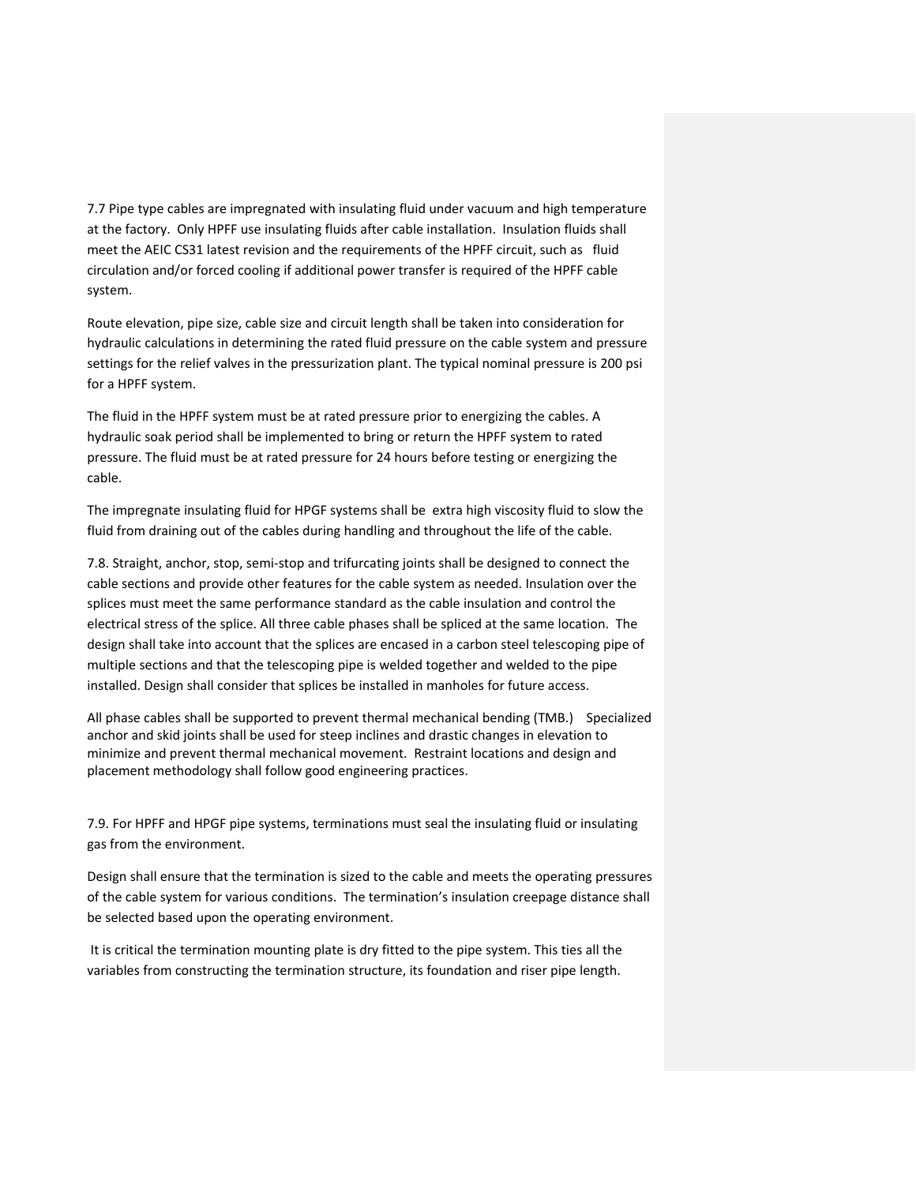7.7 Pipe type cables are impregnated with insulating fluid under vacuum and high temperature at the factory. Only HPFF use insulating fluids after cable installation. Insulation fluids shall meet the AEIC CS31 latest revision and the requirements of the HPFF circuit, such as fluid circulation and/or forced cooling if additional power transfer is required of the HPFF cable system.

Route elevation, pipe size, cable size and circuit length shall be taken into consideration for hydraulic calculations in determining the rated fluid pressure on the cable system and pressure settings for the relief valves in the pressurization plant. The typical nominal pressure is 200 psi for a HPFF system.

The fluid in the HPFF system must be at rated pressure prior to energizing the cables. A hydraulic soak period shall be implemented to bring or return the HPFF system to rated pressure. The fluid must be at rated pressure for 24 hours before testing or energizing the cable.

The impregnate insulating fluid for HPGF systems shall be extra high viscosity fluid to slow the fluid from draining out of the cables during handling and throughout the life of the cable.

7.8. Straight, anchor, stop, semi-stop and trifurcating joints shall be designed to connect the cable sections and provide other features for the cable system as needed. Insulation over the splices must meet the same performance standard as the cable insulation and control the electrical stress of the splice. All three cable phases shall be spliced at the same location. The design shall take into account that the splices are encased in a carbon steel telescoping pipe of multiple sections and that the telescoping pipe is welded together and welded to the pipe installed. Design shall consider that splices be installed in manholes for future access.

All phase cables shall be supported to prevent thermal mechanical bending (TMB.) Specialized anchor and skid joints shall be used for steep inclines and drastic changes in elevation to minimize and prevent thermal mechanical movement. Restraint locations and design and placement methodology shall follow good engineering practices.

7.9. For HPFF and HPGF pipe systems, terminations must seal the insulating fluid or insulating gas from the environment.

Design shall ensure that the termination is sized to the cable and meets the operating pressures of the cable system for various conditions. The termination's insulation creepage distance shall be selected based upon the operating environment.

It is critical the termination mounting plate is dry fitted to the pipe system. This ties all the variables from constructing the termination structure, its foundation and riser pipe length.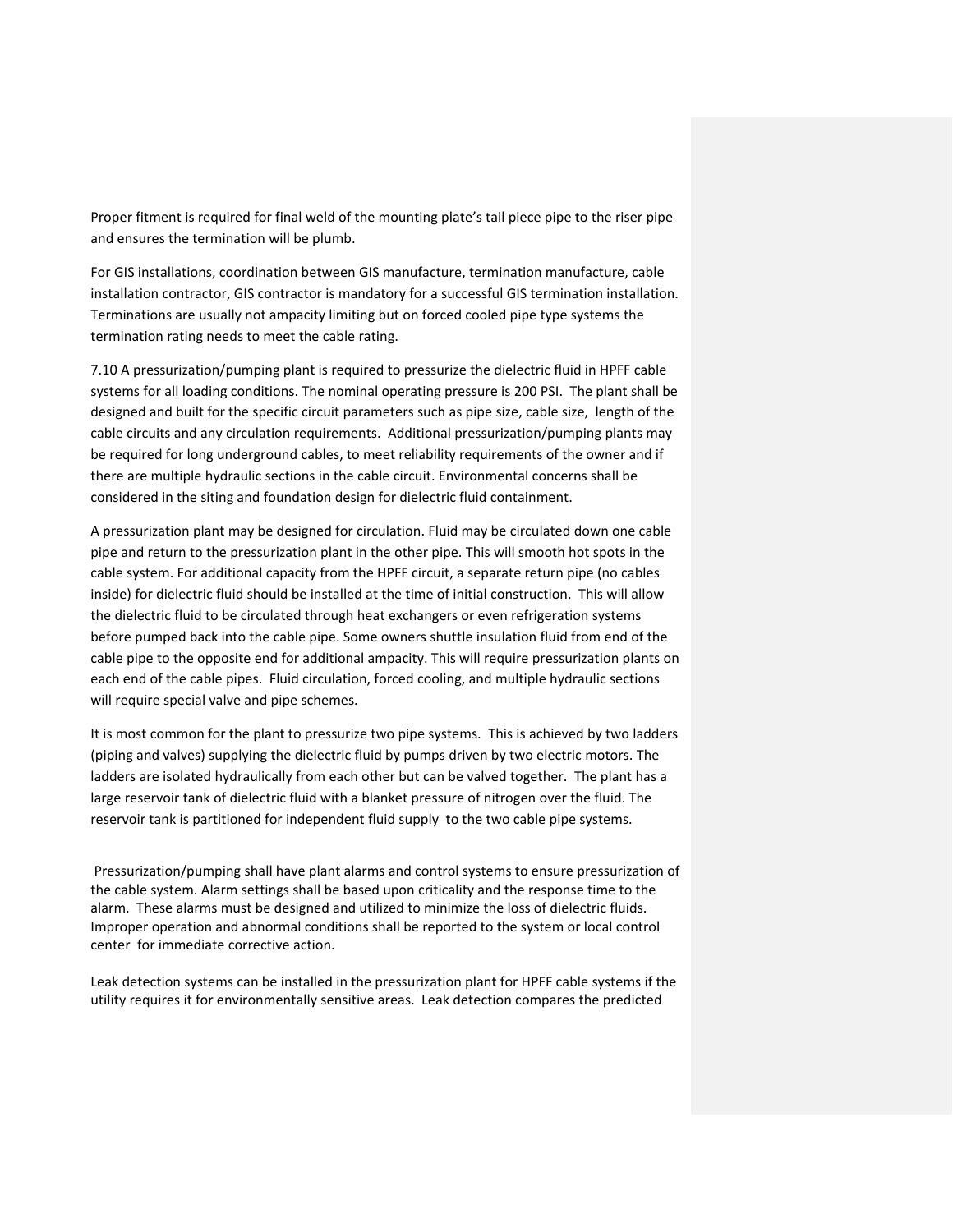Proper fitment is required for final weld of the mounting plate's tail piece pipe to the riser pipe and ensures the termination will be plumb.

For GIS installations, coordination between GIS manufacture, termination manufacture, cable installation contractor, GIS contractor is mandatory for a successful GIS termination installation. Terminations are usually not ampacity limiting but on forced cooled pipe type systems the termination rating needs to meet the cable rating.

7.10 A pressurization/pumping plant is required to pressurize the dielectric fluid in HPFF cable systems for all loading conditions. The nominal operating pressure is 200 PSI. The plant shall be designed and built for the specific circuit parameters such as pipe size, cable size, length of the cable circuits and any circulation requirements. Additional pressurization/pumping plants may be required for long underground cables, to meet reliability requirements of the owner and if there are multiple hydraulic sections in the cable circuit. Environmental concerns shall be considered in the siting and foundation design for dielectric fluid containment.

A pressurization plant may be designed for circulation. Fluid may be circulated down one cable pipe and return to the pressurization plant in the other pipe. This will smooth hot spots in the cable system. For additional capacity from the HPFF circuit, a separate return pipe (no cables inside) for dielectric fluid should be installed at the time of initial construction. This will allow the dielectric fluid to be circulated through heat exchangers or even refrigeration systems before pumped back into the cable pipe. Some owners shuttle insulation fluid from end of the cable pipe to the opposite end for additional ampacity. This will require pressurization plants on each end of the cable pipes. Fluid circulation, forced cooling, and multiple hydraulic sections will require special valve and pipe schemes.

It is most common for the plant to pressurize two pipe systems. This is achieved by two ladders (piping and valves) supplying the dielectric fluid by pumps driven by two electric motors. The ladders are isolated hydraulically from each other but can be valved together. The plant has a large reservoir tank of dielectric fluid with a blanket pressure of nitrogen over the fluid. The reservoir tank is partitioned for independent fluid supply to the two cable pipe systems.

Pressurization/pumping shall have plant alarms and control systems to ensure pressurization of the cable system. Alarm settings shall be based upon criticality and the response time to the alarm. These alarms must be designed and utilized to minimize the loss of dielectric fluids. Improper operation and abnormal conditions shall be reported to the system or local control center for immediate corrective action.

Leak detection systems can be installed in the pressurization plant for HPFF cable systems if the utility requires it for environmentally sensitive areas. Leak detection compares the predicted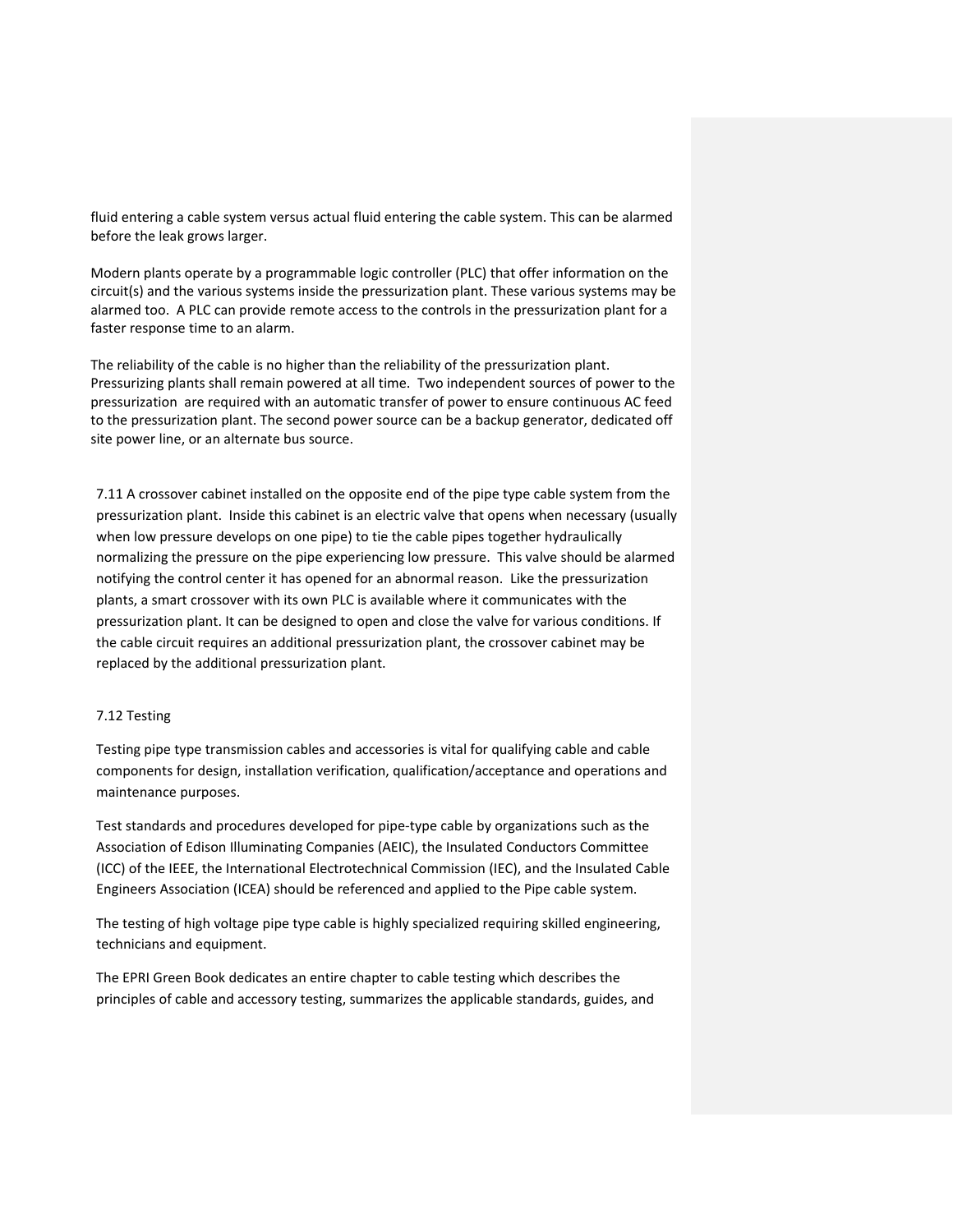fluid entering a cable system versus actual fluid entering the cable system. This can be alarmed before the leak grows larger.

Modern plants operate by a programmable logic controller (PLC) that offer information on the circuit(s) and the various systems inside the pressurization plant. These various systems may be alarmed too. A PLC can provide remote access to the controls in the pressurization plant for a faster response time to an alarm.

The reliability of the cable is no higher than the reliability of the pressurization plant. Pressurizing plants shall remain powered at all time. Two independent sources of power to the pressurization are required with an automatic transfer of power to ensure continuous AC feed to the pressurization plant. The second power source can be a backup generator, dedicated off site power line, or an alternate bus source.

7.11 A crossover cabinet installed on the opposite end of the pipe type cable system from the pressurization plant. Inside this cabinet is an electric valve that opens when necessary (usually when low pressure develops on one pipe) to tie the cable pipes together hydraulically normalizing the pressure on the pipe experiencing low pressure. This valve should be alarmed notifying the control center it has opened for an abnormal reason. Like the pressurization plants, a smart crossover with its own PLC is available where it communicates with the pressurization plant. It can be designed to open and close the valve for various conditions. If the cable circuit requires an additional pressurization plant, the crossover cabinet may be replaced by the additional pressurization plant.

## 7.12 Testing

Testing pipe type transmission cables and accessories is vital for qualifying cable and cable components for design, installation verification, qualification/acceptance and operations and maintenance purposes.

Test standards and procedures developed for pipe-type cable by organizations such as the Association of Edison Illuminating Companies (AEIC), the Insulated Conductors Committee (ICC) of the IEEE, the International Electrotechnical Commission (IEC), and the Insulated Cable Engineers Association (ICEA) should be referenced and applied to the Pipe cable system.

The testing of high voltage pipe type cable is highly specialized requiring skilled engineering, technicians and equipment.

The EPRI Green Book dedicates an entire chapter to cable testing which describes the principles of cable and accessory testing, summarizes the applicable standards, guides, and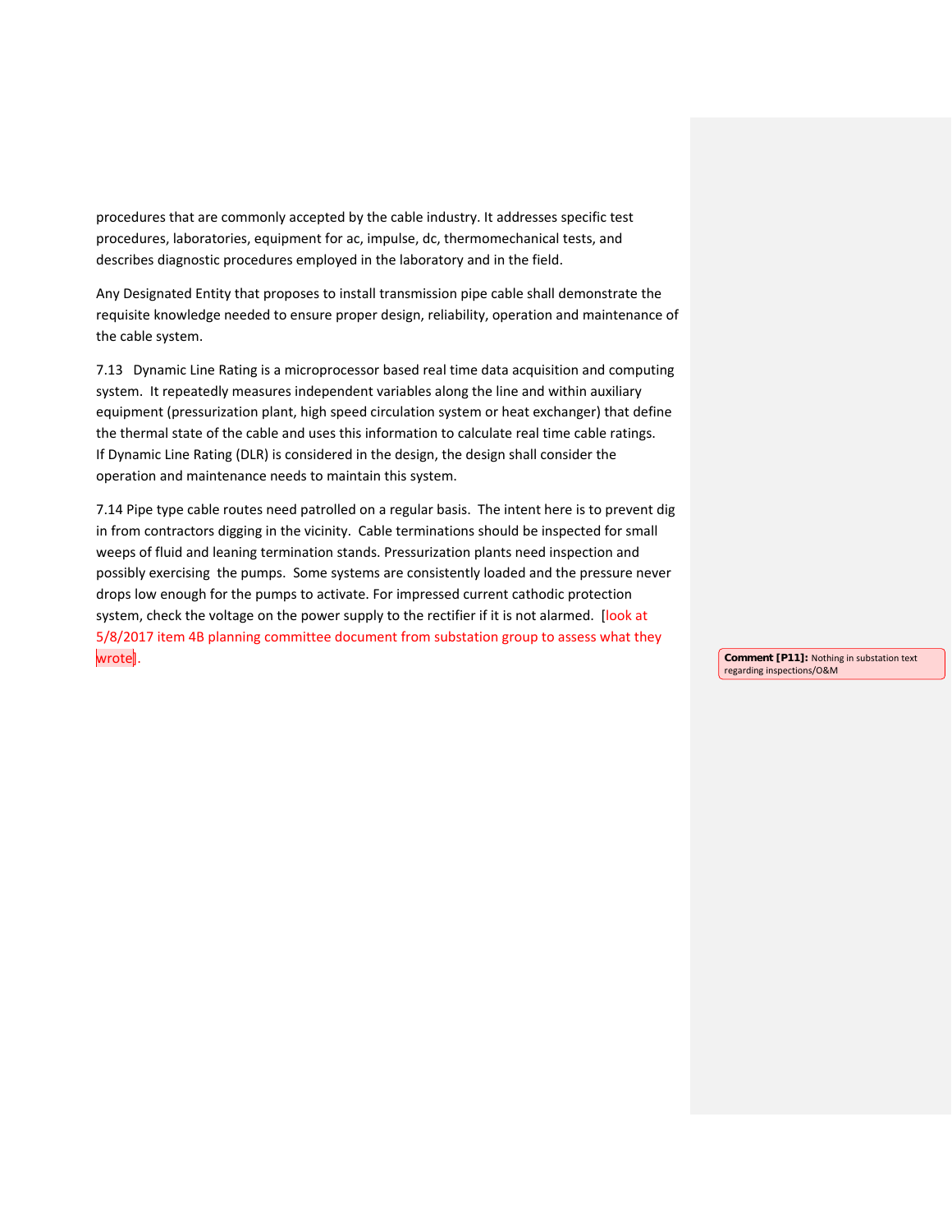procedures that are commonly accepted by the cable industry. It addresses specific test procedures, laboratories, equipment for ac, impulse, dc, thermomechanical tests, and describes diagnostic procedures employed in the laboratory and in the field.

Any Designated Entity that proposes to install transmission pipe cable shall demonstrate the requisite knowledge needed to ensure proper design, reliability, operation and maintenance of the cable system.

7.13 Dynamic Line Rating is a microprocessor based real time data acquisition and computing system. It repeatedly measures independent variables along the line and within auxiliary equipment (pressurization plant, high speed circulation system or heat exchanger) that define the thermal state of the cable and uses this information to calculate real time cable ratings. If Dynamic Line Rating (DLR) is considered in the design, the design shall consider the operation and maintenance needs to maintain this system.

7.14 Pipe type cable routes need patrolled on a regular basis. The intent here is to prevent dig in from contractors digging in the vicinity. Cable terminations should be inspected for small weeps of fluid and leaning termination stands. Pressurization plants need inspection and possibly exercising the pumps. Some systems are consistently loaded and the pressure never drops low enough for the pumps to activate. For impressed current cathodic protection system, check the voltage on the power supply to the rectifier if it is not alarmed. [look at 5/8/2017 item 4B planning committee document from substation group to assess what they wrote].

**Comment [P11]:** Nothing in substation text regarding inspections/O&M